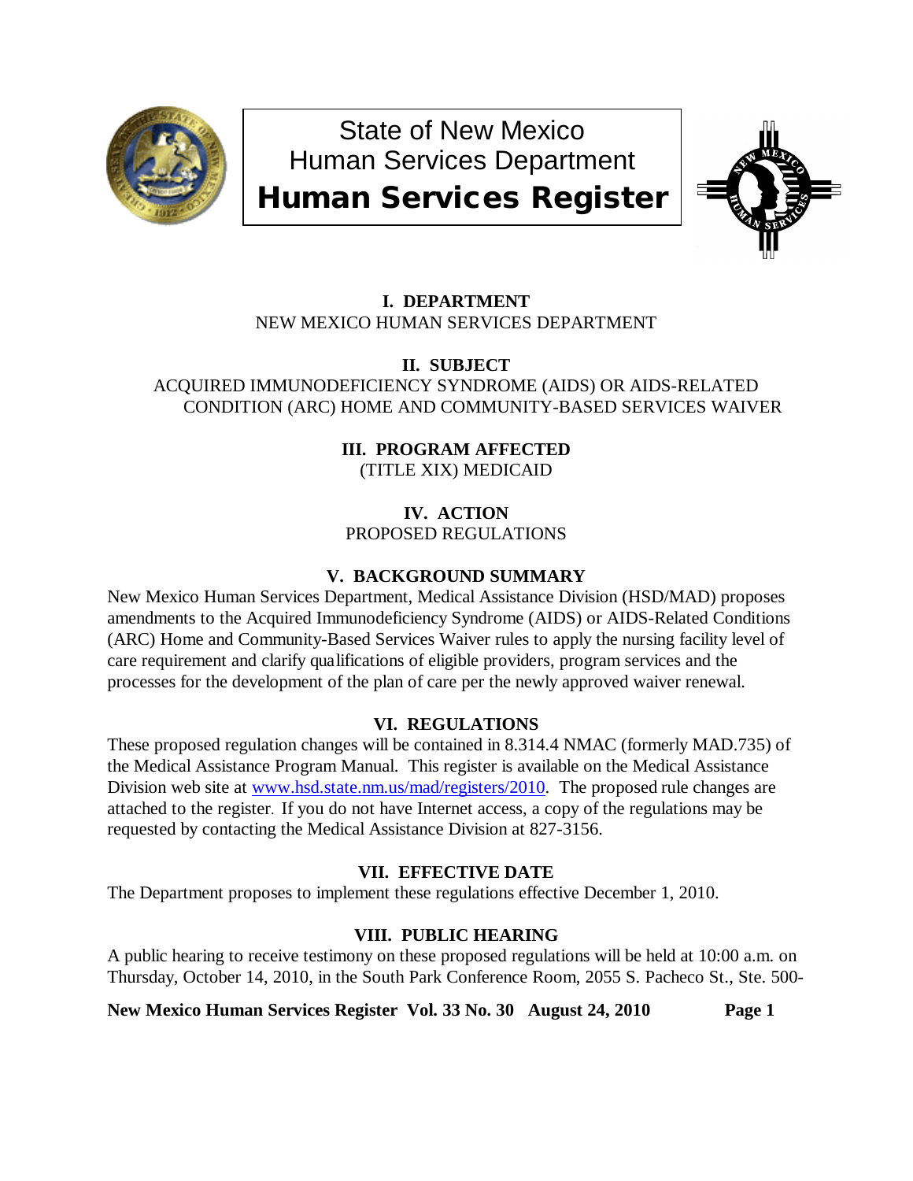# State of New Mexico
# Human Services Department
# Human Services Register

## I. DEPARTMENT

NEW MEXICO HUMAN SERVICES DEPARTMENT

## II. SUBJECT

ACQUIRED IMMUNODEFICIENCY SYNDROME (AIDS) OR AIDS-RELATED CONDITION (ARC) HOME AND COMMUNITY-BASED SERVICES WAIVER

## III. PROGRAM AFFECTED

(TITLE XIX) MEDICAID

## IV. ACTION

PROPOSED REGULATIONS

## V. BACKGROUND SUMMARY

New Mexico Human Services Department, Medical Assistance Division (HSD/MAD) proposes amendments to the Acquired Immunodeficiency Syndrome (AIDS) or AIDS-Related Conditions (ARC) Home and Community-Based Services Waiver rules to apply the nursing facility level of care requirement and clarify qualifications of eligible providers, program services and the processes for the development of the plan of care per the newly approved waiver renewal.

## VI. REGULATIONS

These proposed regulation changes will be contained in 8.314.4 NMAC (formerly MAD.735) of the Medical Assistance Program Manual. This register is available on the Medical Assistance Division web site at [www.hsd.state.nm.us/mad/registers/2010](www.hsd.state.nm.us/mad/registers/2010). The proposed rule changes are attached to the register. If you do not have Internet access, a copy of the regulations may be requested by contacting the Medical Assistance Division at 827-3156.

## VII. EFFECTIVE DATE

The Department proposes to implement these regulations effective December 1, 2010.

## VIII. PUBLIC HEARING

A public hearing to receive testimony on these proposed regulations will be held at 10:00 a.m. on Thursday, October 14, 2010, in the South Park Conference Room, 2055 S. Pacheco St., Ste. 500-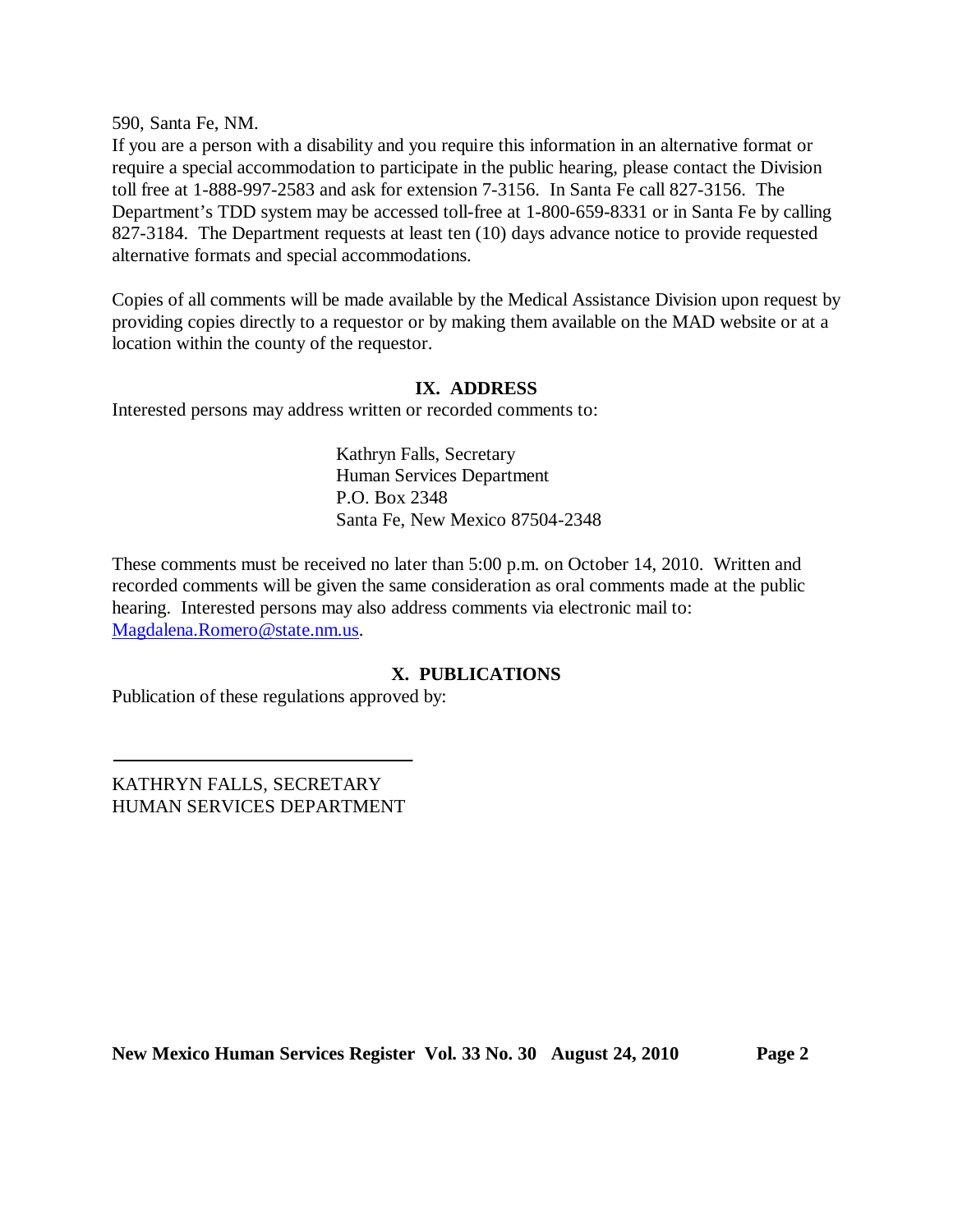590, Santa Fe, NM.

If you are a person with a disability and you require this information in an alternative format or require a special accommodation to participate in the public hearing, please contact the Division toll free at 1-888-997-2583 and ask for extension 7-3156. In Santa Fe call 827-3156. The Department's TDD system may be accessed toll-free at 1-800-659-8331 or in Santa Fe by calling 827-3184. The Department requests at least ten (10) days advance notice to provide requested alternative formats and special accommodations.

Copies of all comments will be made available by the Medical Assistance Division upon request by providing copies directly to a requestor or by making them available on the MAD website or at a location within the county of the requestor.

## IX. ADDRESS

Interested persons may address written or recorded comments to:

Kathryn Falls, Secretary
Human Services Department
P.O. Box 2348
Santa Fe, New Mexico 87504-2348

These comments must be received no later than 5:00 p.m. on October 14, 2010. Written and recorded comments will be given the same consideration as oral comments made at the public hearing. Interested persons may also address comments via electronic mail to: Magdalena.Romero@state.nm.us.

## X. PUBLICATIONS

Publication of these regulations approved by:

\_\_\_\_\_\_\_\_\_\_\_\_\_\_\_\_\_\_\_\_\_\_\_\_\_\_\_\_\_\_\_\_

KATHRYN FALLS, SECRETARY
HUMAN SERVICES DEPARTMENT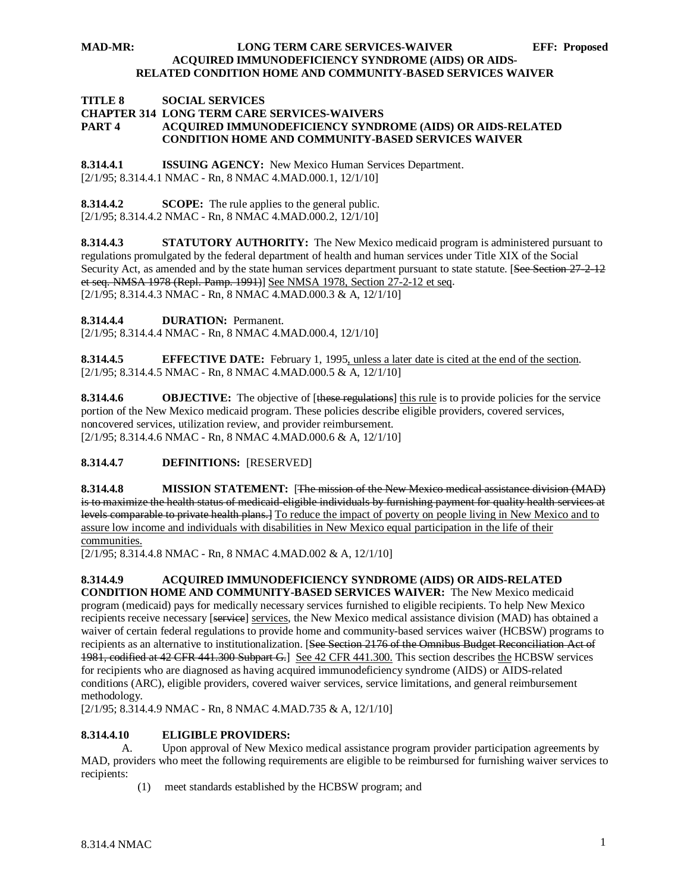**TITLE 8 SOCIAL SERVICES**
**CHAPTER 314 LONG TERM CARE SERVICES-WAIVERS**
**PART 4 ACQUIRED IMMUNODEFICIENCY SYNDROME (AIDS) OR AIDS-RELATED CONDITION HOME AND COMMUNITY-BASED SERVICES WAIVER**

**8.314.4.1 ISSUING AGENCY:** New Mexico Human Services Department.
[2/1/95; 8.314.4.1 NMAC - Rn, 8 NMAC 4.MAD.000.1, 12/1/10]

**8.314.4.2 SCOPE:** The rule applies to the general public.
[2/1/95; 8.314.4.2 NMAC - Rn, 8 NMAC 4.MAD.000.2, 12/1/10]

**8.314.4.3 STATUTORY AUTHORITY:** The New Mexico medicaid program is administered pursuant to regulations promulgated by the federal department of health and human services under Title XIX of the Social Security Act, as amended and by the state human services department pursuant to state statute. [~~See Section 27-2-12 et seq. NMSA 1978 (Repl. Pamp. 1991)~~] See NMSA 1978, Section 27-2-12 et seq.
[2/1/95; 8.314.4.3 NMAC - Rn, 8 NMAC 4.MAD.000.3 & A, 12/1/10]

**8.314.4.4 DURATION:** Permanent.
[2/1/95; 8.314.4.4 NMAC - Rn, 8 NMAC 4.MAD.000.4, 12/1/10]

**8.314.4.5 EFFECTIVE DATE:** February 1, 1995, unless a later date is cited at the end of the section.
[2/1/95; 8.314.4.5 NMAC - Rn, 8 NMAC 4.MAD.000.5 & A, 12/1/10]

**8.314.4.6 OBJECTIVE:** The objective of [~~these regulations~~] this rule is to provide policies for the service portion of the New Mexico medicaid program. These policies describe eligible providers, covered services, noncovered services, utilization review, and provider reimbursement.
[2/1/95; 8.314.4.6 NMAC - Rn, 8 NMAC 4.MAD.000.6 & A, 12/1/10]

**8.314.4.7 DEFINITIONS:** [RESERVED]

**8.314.4.8 MISSION STATEMENT:** [~~The mission of the New Mexico medical assistance division (MAD) is to maximize the health status of medicaid-eligible individuals by furnishing payment for quality health services at levels comparable to private health plans.~~] To reduce the impact of poverty on people living in New Mexico and to assure low income and individuals with disabilities in New Mexico equal participation in the life of their communities.
[2/1/95; 8.314.4.8 NMAC - Rn, 8 NMAC 4.MAD.002 & A, 12/1/10]

**8.314.4.9 ACQUIRED IMMUNODEFICIENCY SYNDROME (AIDS) OR AIDS-RELATED CONDITION HOME AND COMMUNITY-BASED SERVICES WAIVER:** The New Mexico medicaid program (medicaid) pays for medically necessary services furnished to eligible recipients. To help New Mexico recipients receive necessary [~~service~~] services, the New Mexico medical assistance division (MAD) has obtained a waiver of certain federal regulations to provide home and community-based services waiver (HCBSW) programs to recipients as an alternative to institutionalization. [~~See Section 2176 of the Omnibus Budget Reconciliation Act of 1981, codified at 42 CFR 441.300 Subpart G.~~] See 42 CFR 441.300. This section describes the HCBSW services for recipients who are diagnosed as having acquired immunodeficiency syndrome (AIDS) or AIDS-related conditions (ARC), eligible providers, covered waiver services, service limitations, and general reimbursement methodology.
[2/1/95; 8.314.4.9 NMAC - Rn, 8 NMAC 4.MAD.735 & A, 12/1/10]

**8.314.4.10 ELIGIBLE PROVIDERS:**

A. Upon approval of New Mexico medical assistance program provider participation agreements by MAD, providers who meet the following requirements are eligible to be reimbursed for furnishing waiver services to recipients:

(1) meet standards established by the HCBSW program; and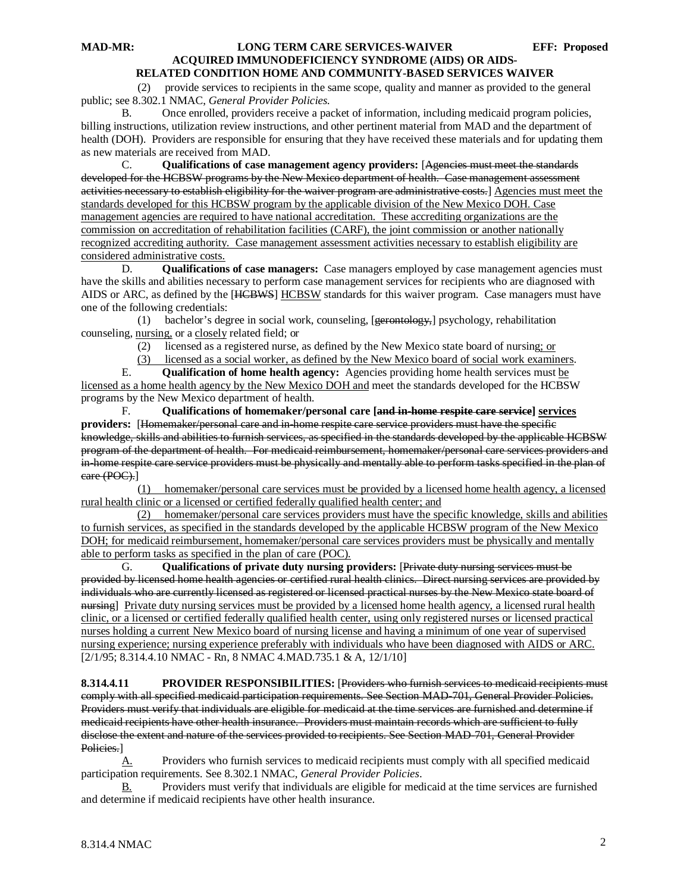(2) provide services to recipients in the same scope, quality and manner as provided to the general public; see 8.302.1 NMAC, *General Provider Policies*.

B. Once enrolled, providers receive a packet of information, including medicaid program policies, billing instructions, utilization review instructions, and other pertinent material from MAD and the department of health (DOH). Providers are responsible for ensuring that they have received these materials and for updating them as new materials are received from MAD.

C. **Qualifications of case management agency providers:** [~~Agencies must meet the standards developed for the HCBSW programs by the New Mexico department of health. Case management assessment activities necessary to establish eligibility for the waiver program are administrative costs.~~] <u>Agencies must meet the standards developed for this HCBSW program by the applicable division of the New Mexico DOH. Case management agencies are required to have national accreditation. These accrediting organizations are the commission on accreditation of rehabilitation facilities (CARF), the joint commission or another nationally recognized accrediting authority. Case management assessment activities necessary to establish eligibility are considered administrative costs.</u>

D. **Qualifications of case managers:** Case managers employed by case management agencies must have the skills and abilities necessary to perform case management services for recipients who are diagnosed with AIDS or ARC, as defined by the [~~HCBWS~~] <u>HCBSW</u> standards for this waiver program. Case managers must have one of the following credentials:

(1) bachelor's degree in social work, counseling, [~~gerontology,~~] psychology, rehabilitation counseling, <u>nursing,</u> or a <u>closely</u> related field; or

(2) licensed as a registered nurse, as defined by the New Mexico state board of nursing<u>; or</u>

<u>(3) licensed as a social worker, as defined by the New Mexico board of social work examiners</u>.

E. **Qualification of home health agency:** Agencies providing home health services must <u>be licensed as a home health agency by the New Mexico DOH and</u> meet the standards developed for the HCBSW programs by the New Mexico department of health.

F. **Qualifications of homemaker/personal care [~~and in-home respite care service~~] <u>services</u> providers:** [~~Homemaker/personal care and in-home respite care service providers must have the specific knowledge, skills and abilities to furnish services, as specified in the standards developed by the applicable HCBSW program of the department of health. For medicaid reimbursement, homemaker/personal care services providers and in-home respite care service providers must be physically and mentally able to perform tasks specified in the plan of care (POC).~~]

<u>(1) homemaker/personal care services must be provided by a licensed home health agency, a licensed rural health clinic or a licensed or certified federally qualified health center; and</u>

<u>(2) homemaker/personal care services providers must have the specific knowledge, skills and abilities to furnish services, as specified in the standards developed by the applicable HCBSW program of the New Mexico DOH; for medicaid reimbursement, homemaker/personal care services providers must be physically and mentally able to perform tasks as specified in the plan of care (POC).</u>

G. **Qualifications of private duty nursing providers:** [~~Private duty nursing services must be provided by licensed home health agencies or certified rural health clinics. Direct nursing services are provided by individuals who are currently licensed as registered or licensed practical nurses by the New Mexico state board of nursing~~] <u>Private duty nursing services must be provided by a licensed home health agency, a licensed rural health clinic, or a licensed or certified federally qualified health center, using only registered nurses or licensed practical nurses holding a current New Mexico board of nursing license and having a minimum of one year of supervised nursing experience; nursing experience preferably with individuals who have been diagnosed with AIDS or ARC.</u>
[2/1/95; 8.314.4.10 NMAC - Rn, 8 NMAC 4.MAD.735.1 & A, 12/1/10]

**8.314.4.11 PROVIDER RESPONSIBILITIES:** [~~Providers who furnish services to medicaid recipients must comply with all specified medicaid participation requirements. See Section MAD-701, General Provider Policies. Providers must verify that individuals are eligible for medicaid at the time services are furnished and determine if medicaid recipients have other health insurance. Providers must maintain records which are sufficient to fully disclose the extent and nature of the services provided to recipients. See Section MAD-701, General Provider Policies.~~]

<u>A.</u> Providers who furnish services to medicaid recipients must comply with all specified medicaid participation requirements. See 8.302.1 NMAC, *General Provider Policies*.

<u>B.</u> Providers must verify that individuals are eligible for medicaid at the time services are furnished and determine if medicaid recipients have other health insurance.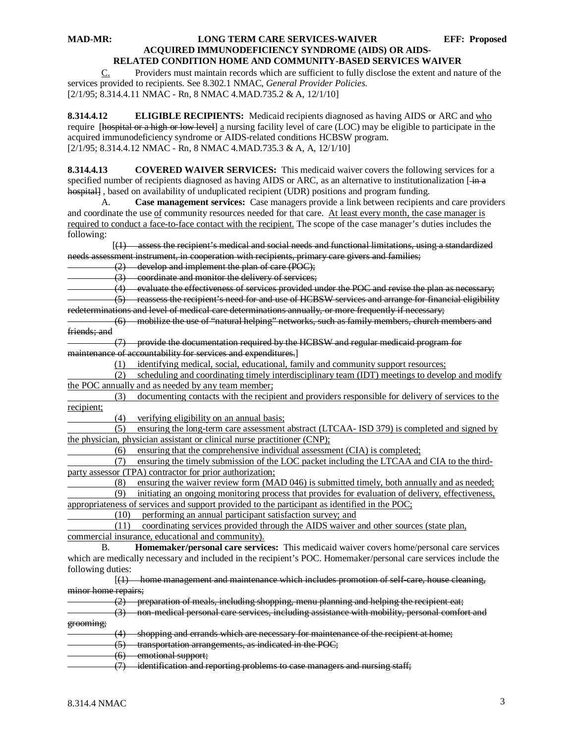C. Providers must maintain records which are sufficient to fully disclose the extent and nature of the services provided to recipients. See 8.302.1 NMAC, *General Provider Policies.*
[2/1/95; 8.314.4.11 NMAC - Rn, 8 NMAC 4.MAD.735.2 & A, 12/1/10]

**8.314.4.12 ELIGIBLE RECIPIENTS:** Medicaid recipients diagnosed as having AIDS or ARC and who require [~~hospital or a high or low level~~] a nursing facility level of care (LOC) may be eligible to participate in the acquired immunodeficiency syndrome or AIDS-related conditions HCBSW program.
[2/1/95; 8.314.4.12 NMAC - Rn, 8 NMAC 4.MAD.735.3 & A, A, 12/1/10]

**8.314.4.13 COVERED WAIVER SERVICES:** This medicaid waiver covers the following services for a specified number of recipients diagnosed as having AIDS or ARC, as an alternative to institutionalization [~~in a hospital~~], based on availability of unduplicated recipient (UDR) positions and program funding.

A. **Case management services:** Case managers provide a link between recipients and care providers and coordinate the use of community resources needed for that care. At least every month, the case manager is required to conduct a face-to-face contact with the recipient. The scope of the case manager's duties includes the following:

[~~(1) assess the recipient's medical and social needs and functional limitations, using a standardized needs assessment instrument, in cooperation with recipients, primary care givers and families;~~
~~(2) develop and implement the plan of care (POC);~~
~~(3) coordinate and monitor the delivery of services;~~
~~(4) evaluate the effectiveness of services provided under the POC and revise the plan as necessary;~~
~~(5) reassess the recipient's need for and use of HCBSW services and arrange for financial eligibility redeterminations and level of medical care determinations annually, or more frequently if necessary;~~
~~(6) mobilize the use of "natural helping" networks, such as family members, church members and friends; and~~
~~(7) provide the documentation required by the HCBSW and regular medicaid program for maintenance of accountability for services and expenditures.~~]

(1) identifying medical, social, educational, family and community support resources;
(2) scheduling and coordinating timely interdisciplinary team (IDT) meetings to develop and modify the POC annually and as needed by any team member;
(3) documenting contacts with the recipient and providers responsible for delivery of services to the recipient;
(4) verifying eligibility on an annual basis;
(5) ensuring the long-term care assessment abstract (LTCAA- ISD 379) is completed and signed by the physician, physician assistant or clinical nurse practitioner (CNP);
(6) ensuring that the comprehensive individual assessment (CIA) is completed;
(7) ensuring the timely submission of the LOC packet including the LTCAA and CIA to the third-party assessor (TPA) contractor for prior authorization;
(8) ensuring the waiver review form (MAD 046) is submitted timely, both annually and as needed;
(9) initiating an ongoing monitoring process that provides for evaluation of delivery, effectiveness, appropriateness of services and support provided to the participant as identified in the POC;
(10) performing an annual participant satisfaction survey; and
(11) coordinating services provided through the AIDS waiver and other sources (state plan, commercial insurance, educational and community).

B. **Homemaker/personal care services:** This medicaid waiver covers home/personal care services which are medically necessary and included in the recipient's POC. Homemaker/personal care services include the following duties:

[~~(1) home management and maintenance which includes promotion of self-care, house cleaning, minor home repairs;~~
~~(2) preparation of meals, including shopping, menu planning and helping the recipient eat;~~
~~(3) non-medical personal care services, including assistance with mobility, personal comfort and grooming;~~
~~(4) shopping and errands which are necessary for maintenance of the recipient at home;~~
~~(5) transportation arrangements, as indicated in the POC;~~
~~(6) emotional support;~~
~~(7) identification and reporting problems to case managers and nursing staff;~~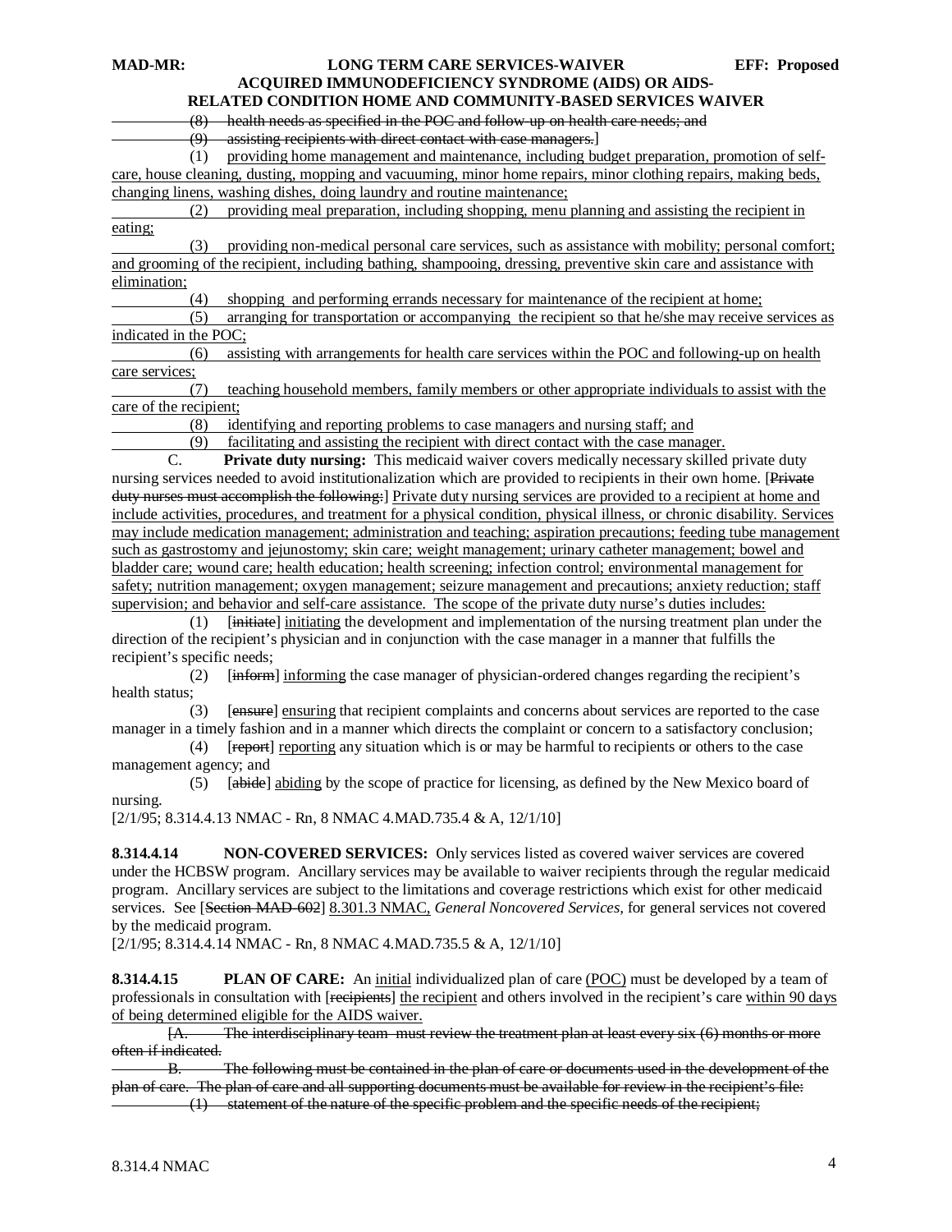~~(8) health needs as specified in the POC and follow-up on health care needs; and~~

~~(9) assisting recipients with direct contact with case managers.~~]

(1) providing home management and maintenance, including budget preparation, promotion of self-care, house cleaning, dusting, mopping and vacuuming, minor home repairs, minor clothing repairs, making beds, changing linens, washing dishes, doing laundry and routine maintenance;

(2) providing meal preparation, including shopping, menu planning and assisting the recipient in eating;

(3) providing non-medical personal care services, such as assistance with mobility; personal comfort; and grooming of the recipient, including bathing, shampooing, dressing, preventive skin care and assistance with elimination;

(4) shopping and performing errands necessary for maintenance of the recipient at home;

(5) arranging for transportation or accompanying the recipient so that he/she may receive services as indicated in the POC;

(6) assisting with arrangements for health care services within the POC and following-up on health care services;

(7) teaching household members, family members or other appropriate individuals to assist with the care of the recipient;

(8) identifying and reporting problems to case managers and nursing staff; and

(9) facilitating and assisting the recipient with direct contact with the case manager.

C. **Private duty nursing:** This medicaid waiver covers medically necessary skilled private duty nursing services needed to avoid institutionalization which are provided to recipients in their own home. [~~Private duty nurses must accomplish the following:~~] Private duty nursing services are provided to a recipient at home and include activities, procedures, and treatment for a physical condition, physical illness, or chronic disability. Services may include medication management; administration and teaching; aspiration precautions; feeding tube management such as gastrostomy and jejunostomy; skin care; weight management; urinary catheter management; bowel and bladder care; wound care; health education; health screening; infection control; environmental management for safety; nutrition management; oxygen management; seizure management and precautions; anxiety reduction; staff supervision; and behavior and self-care assistance. The scope of the private duty nurse's duties includes:

(1) [~~initiate~~] initiating the development and implementation of the nursing treatment plan under the direction of the recipient's physician and in conjunction with the case manager in a manner that fulfills the recipient's specific needs;

(2) [~~inform~~] informing the case manager of physician-ordered changes regarding the recipient's health status;

(3) [~~ensure~~] ensuring that recipient complaints and concerns about services are reported to the case manager in a timely fashion and in a manner which directs the complaint or concern to a satisfactory conclusion;

(4) [~~report~~] reporting any situation which is or may be harmful to recipients or others to the case management agency; and

(5) [~~abide~~] abiding by the scope of practice for licensing, as defined by the New Mexico board of nursing.

[2/1/95; 8.314.4.13 NMAC - Rn, 8 NMAC 4.MAD.735.4 & A, 12/1/10]

**8.314.4.14 NON-COVERED SERVICES:** Only services listed as covered waiver services are covered under the HCBSW program. Ancillary services may be available to waiver recipients through the regular medicaid program. Ancillary services are subject to the limitations and coverage restrictions which exist for other medicaid services. See [~~Section MAD-602~~] 8.301.3 NMAC, *General Noncovered Services*, for general services not covered by the medicaid program.

[2/1/95; 8.314.4.14 NMAC - Rn, 8 NMAC 4.MAD.735.5 & A, 12/1/10]

**8.314.4.15 PLAN OF CARE:** An initial individualized plan of care (POC) must be developed by a team of professionals in consultation with [~~recipients~~] the recipient and others involved in the recipient's care within 90 days of being determined eligible for the AIDS waiver.

[~~A. The interdisciplinary team must review the treatment plan at least every six (6) months or more often if indicated.~~

~~B. The following must be contained in the plan of care or documents used in the development of the plan of care. The plan of care and all supporting documents must be available for review in the recipient's file:~~

~~(1) statement of the nature of the specific problem and the specific needs of the recipient;~~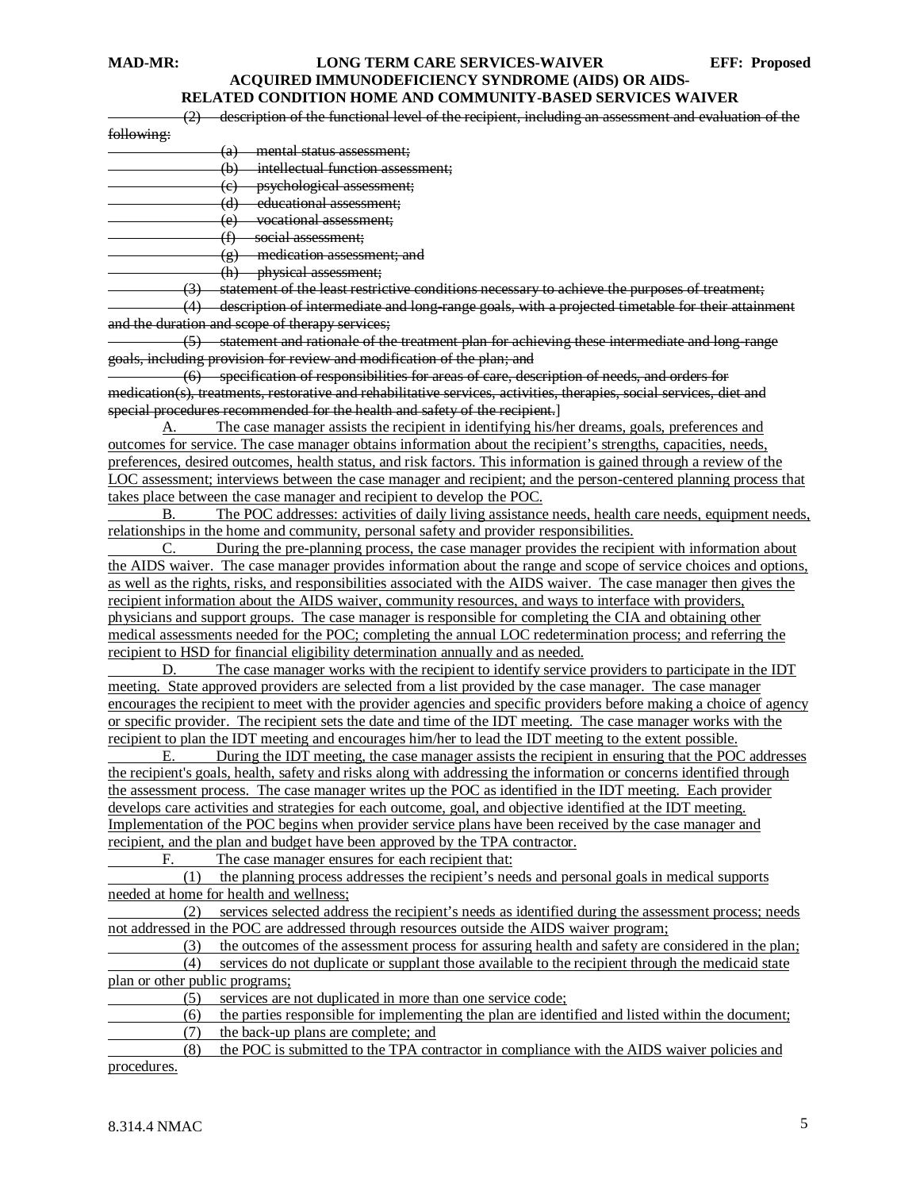~~(2) description of the functional level of the recipient, including an assessment and evaluation of the following:~~

~~(a) mental status assessment;~~

~~(b) intellectual function assessment;~~

~~(c) psychological assessment;~~

~~(d) educational assessment;~~

~~(e) vocational assessment;~~

~~(f) social assessment;~~

~~(g) medication assessment; and~~

~~(h) physical assessment;~~

~~(3) statement of the least restrictive conditions necessary to achieve the purposes of treatment;~~

~~(4) description of intermediate and long-range goals, with a projected timetable for their attainment and the duration and scope of therapy services;~~

~~(5) statement and rationale of the treatment plan for achieving these intermediate and long-range goals, including provision for review and modification of the plan; and~~

~~(6) specification of responsibilities for areas of care, description of needs, and orders for medication(s), treatments, restorative and rehabilitative services, activities, therapies, social services, diet and special procedures recommended for the health and safety of the recipient.~~]

<u>A. The case manager assists the recipient in identifying his/her dreams, goals, preferences and outcomes for service. The case manager obtains information about the recipient's strengths, capacities, needs, preferences, desired outcomes, health status, and risk factors. This information is gained through a review of the LOC assessment; interviews between the case manager and recipient; and the person-centered planning process that takes place between the case manager and recipient to develop the POC.</u>

<u>B. The POC addresses: activities of daily living assistance needs, health care needs, equipment needs, relationships in the home and community, personal safety and provider responsibilities.</u>

<u>C. During the pre-planning process, the case manager provides the recipient with information about the AIDS waiver. The case manager provides information about the range and scope of service choices and options, as well as the rights, risks, and responsibilities associated with the AIDS waiver. The case manager then gives the recipient information about the AIDS waiver, community resources, and ways to interface with providers, physicians and support groups. The case manager is responsible for completing the CIA and obtaining other medical assessments needed for the POC; completing the annual LOC redetermination process; and referring the recipient to HSD for financial eligibility determination annually and as needed.</u>

<u>D. The case manager works with the recipient to identify service providers to participate in the IDT meeting. State approved providers are selected from a list provided by the case manager. The case manager encourages the recipient to meet with the provider agencies and specific providers before making a choice of agency or specific provider. The recipient sets the date and time of the IDT meeting. The case manager works with the recipient to plan the IDT meeting and encourages him/her to lead the IDT meeting to the extent possible.</u>

<u>E. During the IDT meeting, the case manager assists the recipient in ensuring that the POC addresses the recipient's goals, health, safety and risks along with addressing the information or concerns identified through the assessment process. The case manager writes up the POC as identified in the IDT meeting. Each provider develops care activities and strategies for each outcome, goal, and objective identified at the IDT meeting. Implementation of the POC begins when provider service plans have been received by the case manager and recipient, and the plan and budget have been approved by the TPA contractor.</u>

<u>F. The case manager ensures for each recipient that:</u>

<u>(1) the planning process addresses the recipient's needs and personal goals in medical supports needed at home for health and wellness;</u>

<u>(2) services selected address the recipient's needs as identified during the assessment process; needs not addressed in the POC are addressed through resources outside the AIDS waiver program;</u>

<u>(3) the outcomes of the assessment process for assuring health and safety are considered in the plan;</u>

<u>(4) services do not duplicate or supplant those available to the recipient through the medicaid state plan or other public programs;</u>

<u>(5) services are not duplicated in more than one service code;</u>

<u>(6) the parties responsible for implementing the plan are identified and listed within the document;</u>

<u>(7) the back-up plans are complete; and</u>

<u>(8) the POC is submitted to the TPA contractor in compliance with the AIDS waiver policies and procedures.</u>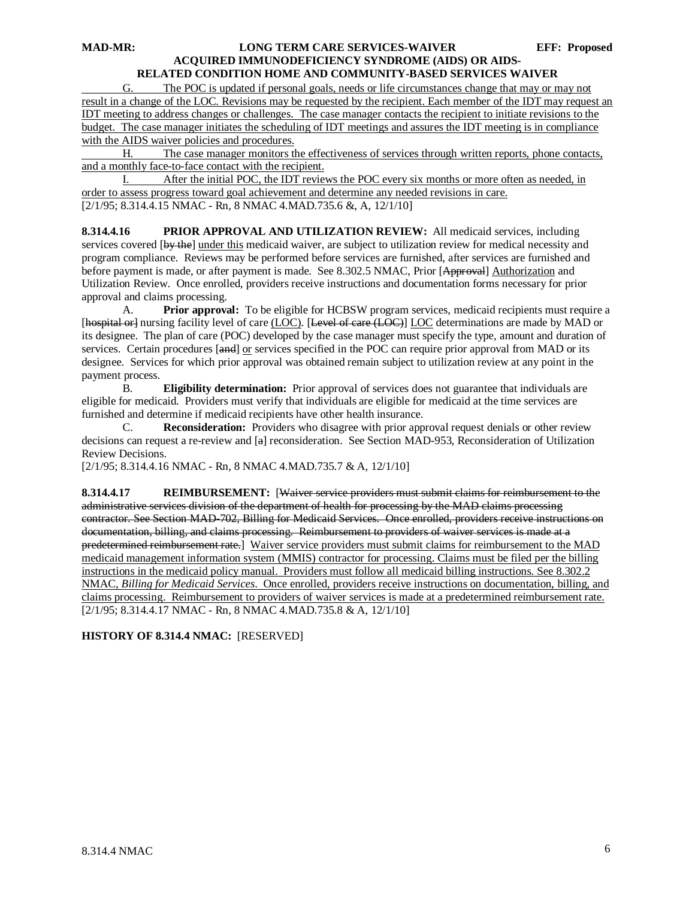G. The POC is updated if personal goals, needs or life circumstances change that may or may not result in a change of the LOC. Revisions may be requested by the recipient. Each member of the IDT may request an IDT meeting to address changes or challenges. The case manager contacts the recipient to initiate revisions to the budget. The case manager initiates the scheduling of IDT meetings and assures the IDT meeting is in compliance with the AIDS waiver policies and procedures.

H. The case manager monitors the effectiveness of services through written reports, phone contacts, and a monthly face-to-face contact with the recipient.

I. After the initial POC, the IDT reviews the POC every six months or more often as needed, in order to assess progress toward goal achievement and determine any needed revisions in care.

[2/1/95; 8.314.4.15 NMAC - Rn, 8 NMAC 4.MAD.735.6 &, A, 12/1/10]

**8.314.4.16 PRIOR APPROVAL AND UTILIZATION REVIEW:** All medicaid services, including services covered [~~by the~~] under this medicaid waiver, are subject to utilization review for medical necessity and program compliance. Reviews may be performed before services are furnished, after services are furnished and before payment is made, or after payment is made. See 8.302.5 NMAC, Prior [~~Approval~~] Authorization and Utilization Review. Once enrolled, providers receive instructions and documentation forms necessary for prior approval and claims processing.

A. **Prior approval:** To be eligible for HCBSW program services, medicaid recipients must require a [~~hospital or~~] nursing facility level of care (LOC). [~~Level of care (LOC)~~] LOC determinations are made by MAD or its designee. The plan of care (POC) developed by the case manager must specify the type, amount and duration of services. Certain procedures [~~and~~] or services specified in the POC can require prior approval from MAD or its designee. Services for which prior approval was obtained remain subject to utilization review at any point in the payment process.

B. **Eligibility determination:** Prior approval of services does not guarantee that individuals are eligible for medicaid. Providers must verify that individuals are eligible for medicaid at the time services are furnished and determine if medicaid recipients have other health insurance.

C. **Reconsideration:** Providers who disagree with prior approval request denials or other review decisions can request a re-review and [~~a~~] reconsideration. See Section MAD-953, Reconsideration of Utilization Review Decisions.

[2/1/95; 8.314.4.16 NMAC - Rn, 8 NMAC 4.MAD.735.7 & A, 12/1/10]

**8.314.4.17 REIMBURSEMENT:** [~~Waiver service providers must submit claims for reimbursement to the administrative services division of the department of health for processing by the MAD claims processing contractor. See Section MAD-702, Billing for Medicaid Services. Once enrolled, providers receive instructions on documentation, billing, and claims processing. Reimbursement to providers of waiver services is made at a predetermined reimbursement rate.~~] Waiver service providers must submit claims for reimbursement to the MAD medicaid management information system (MMIS) contractor for processing. Claims must be filed per the billing instructions in the medicaid policy manual. Providers must follow all medicaid billing instructions. See 8.302.2 NMAC, *Billing for Medicaid Services*. Once enrolled, providers receive instructions on documentation, billing, and claims processing. Reimbursement to providers of waiver services is made at a predetermined reimbursement rate.

[2/1/95; 8.314.4.17 NMAC - Rn, 8 NMAC 4.MAD.735.8 & A, 12/1/10]

**HISTORY OF 8.314.4 NMAC:** [RESERVED]